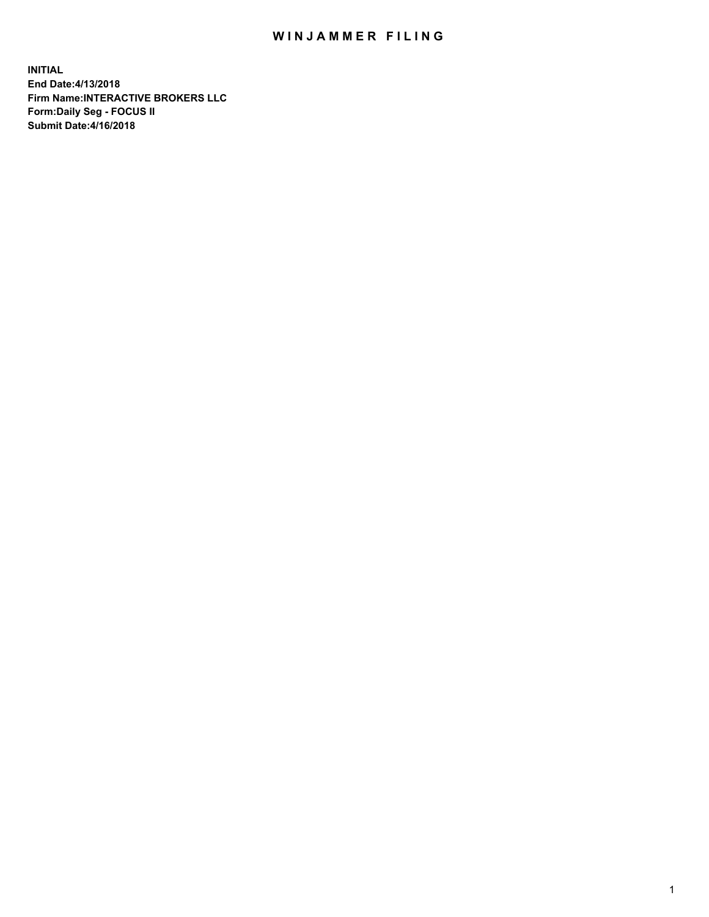# WINJAMMER FILING

**INITIAL**
**End Date:4/13/2018**
**Firm Name:INTERACTIVE BROKERS LLC**
**Form:Daily Seg - FOCUS II**
**Submit Date:4/16/2018**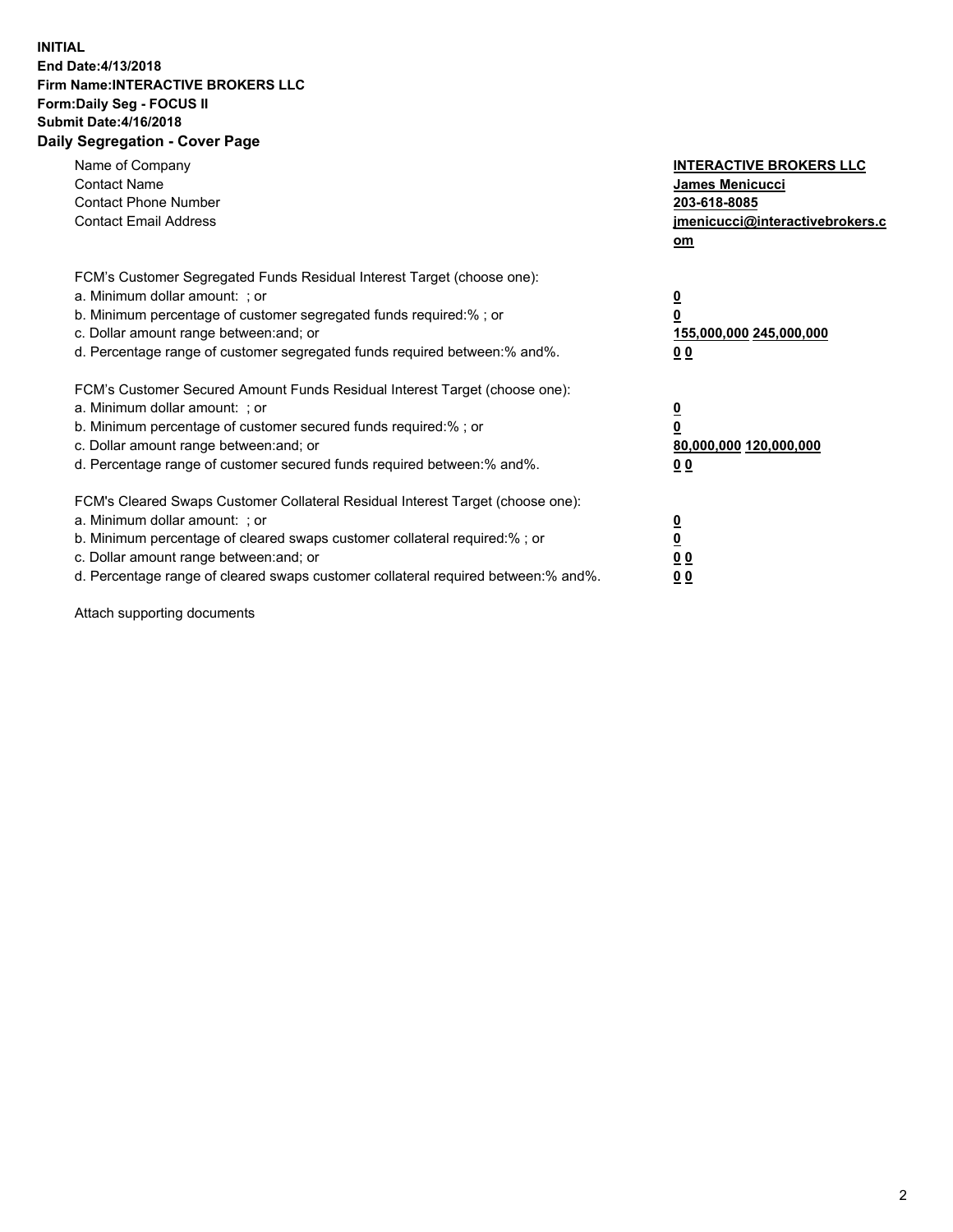**INITIAL**
**End Date:4/13/2018**
**Firm Name:INTERACTIVE BROKERS LLC**
**Form:Daily Seg - FOCUS II**
**Submit Date:4/16/2018**
**Daily Segregation - Cover Page**

| | |
|---|---|
| Name of Company | **INTERACTIVE BROKERS LLC** |
| Contact Name | **James Menicucci** |
| Contact Phone Number | **203-618-8085** |
| Contact Email Address | **jmenicucci@interactivebrokers.com** |

FCM's Customer Segregated Funds Residual Interest Target (choose one):

| | |
|---|---|
| a. Minimum dollar amount: ; or | **0** |
| b. Minimum percentage of customer segregated funds required:% ; or | **0** |
| c. Dollar amount range between:and; or | **155,000,000 245,000,000** |
| d. Percentage range of customer segregated funds required between:% and%. | **0 0** |

FCM's Customer Secured Amount Funds Residual Interest Target (choose one):

| | |
|---|---|
| a. Minimum dollar amount: ; or | **0** |
| b. Minimum percentage of customer secured funds required:% ; or | **0** |
| c. Dollar amount range between:and; or | **80,000,000 120,000,000** |
| d. Percentage range of customer secured funds required between:% and%. | **0 0** |

FCM's Cleared Swaps Customer Collateral Residual Interest Target (choose one):

| | |
|---|---|
| a. Minimum dollar amount: ; or | **0** |
| b. Minimum percentage of cleared swaps customer collateral required:% ; or | **0** |
| c. Dollar amount range between:and; or | **0 0** |
| d. Percentage range of cleared swaps customer collateral required between:% and%. | **0 0** |

Attach supporting documents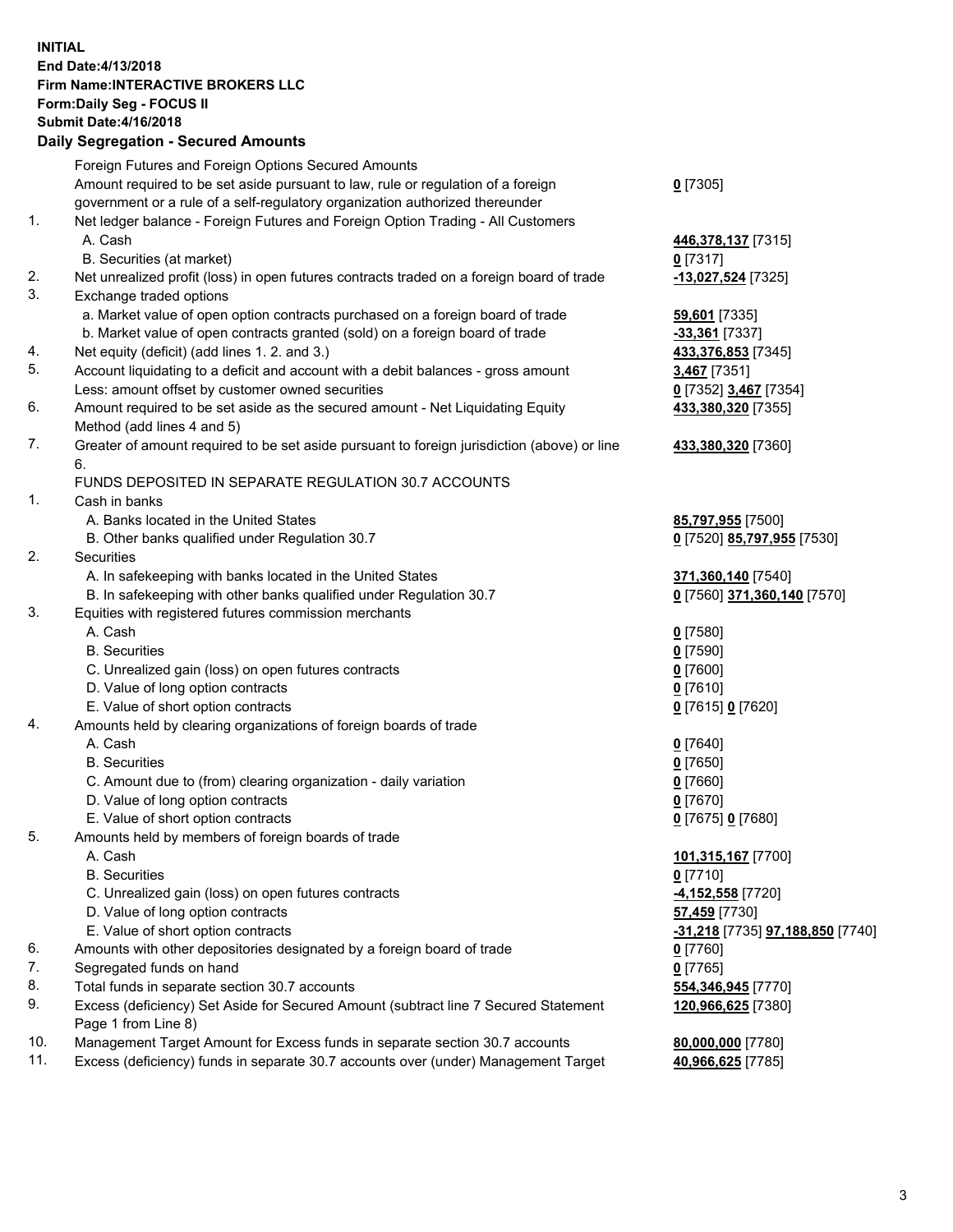**INITIAL**
**End Date:4/13/2018**
**Firm Name:INTERACTIVE BROKERS LLC**
**Form:Daily Seg - FOCUS II**
**Submit Date:4/16/2018**

## Daily Segregation - Secured Amounts

| | | |
|---|---|---|
| | Foreign Futures and Foreign Options Secured Amounts | |
| | Amount required to be set aside pursuant to law, rule or regulation of a foreign government or a rule of a self-regulatory organization authorized thereunder | **0** [7305] |
| 1. | Net ledger balance - Foreign Futures and Foreign Option Trading - All Customers | |
| | A. Cash | **446,378,137** [7315] |
| | B. Securities (at market) | **0** [7317] |
| 2. | Net unrealized profit (loss) in open futures contracts traded on a foreign board of trade | **-13,027,524** [7325] |
| 3. | Exchange traded options | |
| | a. Market value of open option contracts purchased on a foreign board of trade | **59,601** [7335] |
| | b. Market value of open contracts granted (sold) on a foreign board of trade | **-33,361** [7337] |
| 4. | Net equity (deficit) (add lines 1. 2. and 3.) | **433,376,853** [7345] |
| 5. | Account liquidating to a deficit and account with a debit balances - gross amount | **3,467** [7351] |
| | Less: amount offset by customer owned securities | **0** [7352] **3,467** [7354] |
| 6. | Amount required to be set aside as the secured amount - Net Liquidating Equity Method (add lines 4 and 5) | **433,380,320** [7355] |
| 7. | Greater of amount required to be set aside pursuant to foreign jurisdiction (above) or line 6. | **433,380,320** [7360] |
| | FUNDS DEPOSITED IN SEPARATE REGULATION 30.7 ACCOUNTS | |
| 1. | Cash in banks | |
| | A. Banks located in the United States | **85,797,955** [7500] |
| | B. Other banks qualified under Regulation 30.7 | **0** [7520] **85,797,955** [7530] |
| 2. | Securities | |
| | A. In safekeeping with banks located in the United States | **371,360,140** [7540] |
| | B. In safekeeping with other banks qualified under Regulation 30.7 | **0** [7560] **371,360,140** [7570] |
| 3. | Equities with registered futures commission merchants | |
| | A. Cash | **0** [7580] |
| | B. Securities | **0** [7590] |
| | C. Unrealized gain (loss) on open futures contracts | **0** [7600] |
| | D. Value of long option contracts | **0** [7610] |
| | E. Value of short option contracts | **0** [7615] **0** [7620] |
| 4. | Amounts held by clearing organizations of foreign boards of trade | |
| | A. Cash | **0** [7640] |
| | B. Securities | **0** [7650] |
| | C. Amount due to (from) clearing organization - daily variation | **0** [7660] |
| | D. Value of long option contracts | **0** [7670] |
| | E. Value of short option contracts | **0** [7675] **0** [7680] |
| 5. | Amounts held by members of foreign boards of trade | |
| | A. Cash | **101,315,167** [7700] |
| | B. Securities | **0** [7710] |
| | C. Unrealized gain (loss) on open futures contracts | **-4,152,558** [7720] |
| | D. Value of long option contracts | **57,459** [7730] |
| | E. Value of short option contracts | **-31,218** [7735] **97,188,850** [7740] |
| 6. | Amounts with other depositories designated by a foreign board of trade | **0** [7760] |
| 7. | Segregated funds on hand | **0** [7765] |
| 8. | Total funds in separate section 30.7 accounts | **554,346,945** [7770] |
| 9. | Excess (deficiency) Set Aside for Secured Amount (subtract line 7 Secured Statement Page 1 from Line 8) | **120,966,625** [7380] |
| 10. | Management Target Amount for Excess funds in separate section 30.7 accounts | **80,000,000** [7780] |
| 11. | Excess (deficiency) funds in separate 30.7 accounts over (under) Management Target | **40,966,625** [7785] |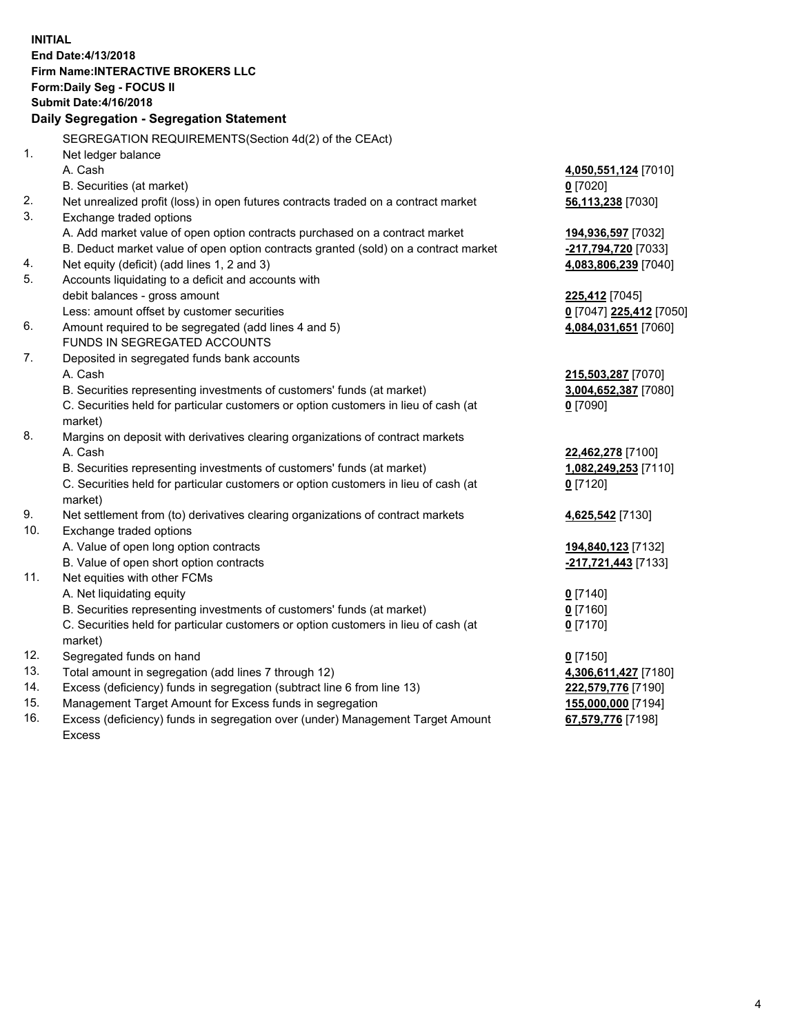**INITIAL**
**End Date:4/13/2018**
**Firm Name:INTERACTIVE BROKERS LLC**
**Form:Daily Seg - FOCUS II**
**Submit Date:4/16/2018**

**Daily Segregation - Segregation Statement**

SEGREGATION REQUIREMENTS(Section 4d(2) of the CEAct)

| | | |
|---|---|---|
| 1. | Net ledger balance | |
| | A. Cash | **4,050,551,124** [7010] |
| | B. Securities (at market) | **0** [7020] |
| 2. | Net unrealized profit (loss) in open futures contracts traded on a contract market | **56,113,238** [7030] |
| 3. | Exchange traded options | |
| | A. Add market value of open option contracts purchased on a contract market | **194,936,597** [7032] |
| | B. Deduct market value of open option contracts granted (sold) on a contract market | **-217,794,720** [7033] |
| 4. | Net equity (deficit) (add lines 1, 2 and 3) | **4,083,806,239** [7040] |
| 5. | Accounts liquidating to a deficit and accounts with | |
| | debit balances - gross amount | **225,412** [7045] |
| | Less: amount offset by customer securities | **0** [7047] **225,412** [7050] |
| 6. | Amount required to be segregated (add lines 4 and 5) | **4,084,031,651** [7060] |
| | FUNDS IN SEGREGATED ACCOUNTS | |
| 7. | Deposited in segregated funds bank accounts | |
| | A. Cash | **215,503,287** [7070] |
| | B. Securities representing investments of customers' funds (at market) | **3,004,652,387** [7080] |
| | C. Securities held for particular customers or option customers in lieu of cash (at market) | **0** [7090] |
| 8. | Margins on deposit with derivatives clearing organizations of contract markets | |
| | A. Cash | **22,462,278** [7100] |
| | B. Securities representing investments of customers' funds (at market) | **1,082,249,253** [7110] |
| | C. Securities held for particular customers or option customers in lieu of cash (at market) | **0** [7120] |
| 9. | Net settlement from (to) derivatives clearing organizations of contract markets | **4,625,542** [7130] |
| 10. | Exchange traded options | |
| | A. Value of open long option contracts | **194,840,123** [7132] |
| | B. Value of open short option contracts | **-217,721,443** [7133] |
| 11. | Net equities with other FCMs | |
| | A. Net liquidating equity | **0** [7140] |
| | B. Securities representing investments of customers' funds (at market) | **0** [7160] |
| | C. Securities held for particular customers or option customers in lieu of cash (at market) | **0** [7170] |
| 12. | Segregated funds on hand | **0** [7150] |
| 13. | Total amount in segregation (add lines 7 through 12) | **4,306,611,427** [7180] |
| 14. | Excess (deficiency) funds in segregation (subtract line 6 from line 13) | **222,579,776** [7190] |
| 15. | Management Target Amount for Excess funds in segregation | **155,000,000** [7194] |
| 16. | Excess (deficiency) funds in segregation over (under) Management Target Amount Excess | **67,579,776** [7198] |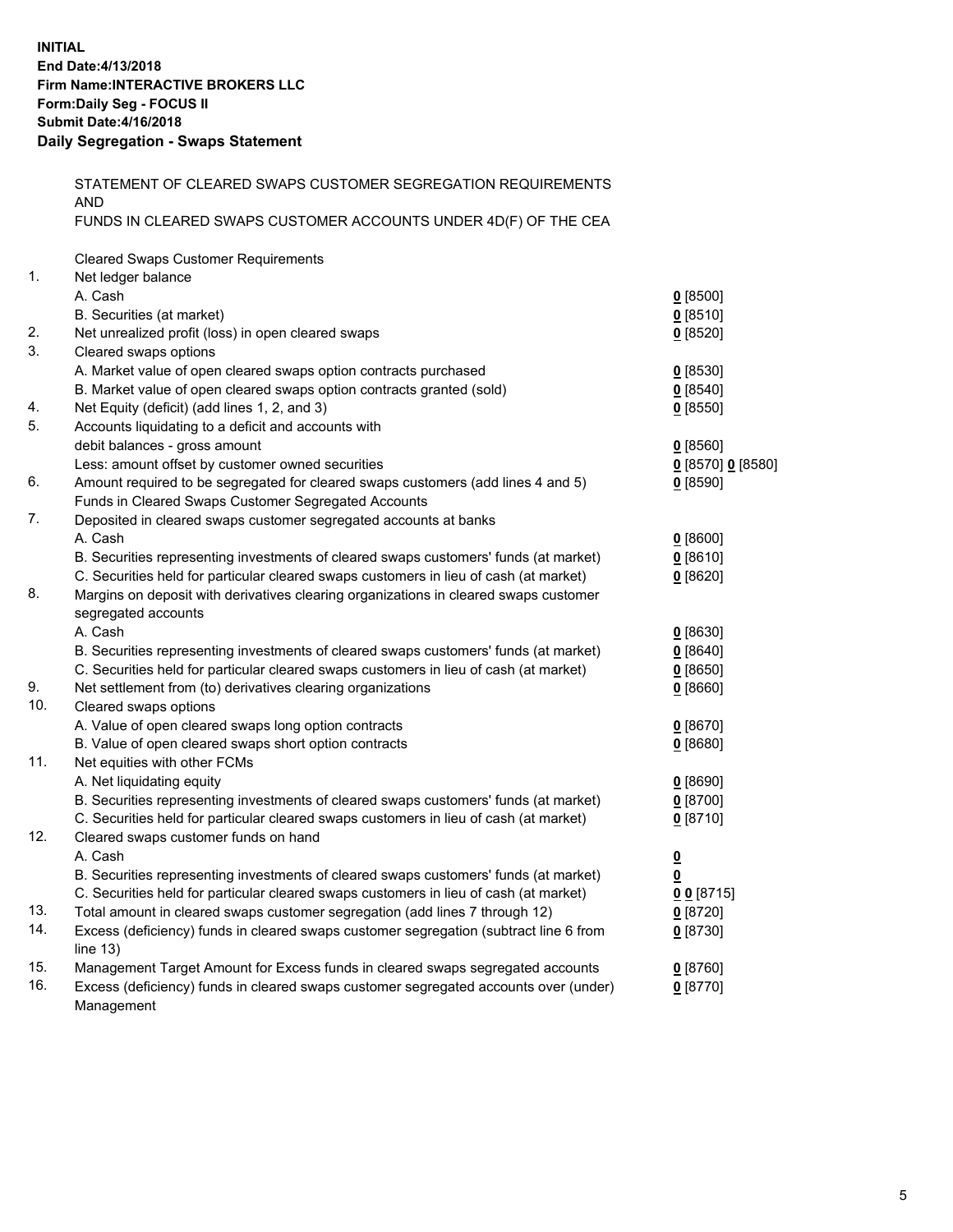**INITIAL**
**End Date:4/13/2018**
**Firm Name:INTERACTIVE BROKERS LLC**
**Form:Daily Seg - FOCUS II**
**Submit Date:4/16/2018**
**Daily Segregation - Swaps Statement**

STATEMENT OF CLEARED SWAPS CUSTOMER SEGREGATION REQUIREMENTS AND FUNDS IN CLEARED SWAPS CUSTOMER ACCOUNTS UNDER 4D(F) OF THE CEA

| | | |
|---|---|---|
| | Cleared Swaps Customer Requirements | |
| 1. | Net ledger balance | |
| | A. Cash | 0 [8500] |
| | B. Securities (at market) | 0 [8510] |
| 2. | Net unrealized profit (loss) in open cleared swaps | 0 [8520] |
| 3. | Cleared swaps options | |
| | A. Market value of open cleared swaps option contracts purchased | 0 [8530] |
| | B. Market value of open cleared swaps option contracts granted (sold) | 0 [8540] |
| 4. | Net Equity (deficit) (add lines 1, 2, and 3) | 0 [8550] |
| 5. | Accounts liquidating to a deficit and accounts with debit balances - gross amount | 0 [8560] |
| | Less: amount offset by customer owned securities | 0 [8570] 0 [8580] |
| 6. | Amount required to be segregated for cleared swaps customers (add lines 4 and 5) | 0 [8590] |
| | Funds in Cleared Swaps Customer Segregated Accounts | |
| 7. | Deposited in cleared swaps customer segregated accounts at banks | |
| | A. Cash | 0 [8600] |
| | B. Securities representing investments of cleared swaps customers' funds (at market) | 0 [8610] |
| | C. Securities held for particular cleared swaps customers in lieu of cash (at market) | 0 [8620] |
| 8. | Margins on deposit with derivatives clearing organizations in cleared swaps customer segregated accounts | |
| | A. Cash | 0 [8630] |
| | B. Securities representing investments of cleared swaps customers' funds (at market) | 0 [8640] |
| | C. Securities held for particular cleared swaps customers in lieu of cash (at market) | 0 [8650] |
| 9. | Net settlement from (to) derivatives clearing organizations | 0 [8660] |
| 10. | Cleared swaps options | |
| | A. Value of open cleared swaps long option contracts | 0 [8670] |
| | B. Value of open cleared swaps short option contracts | 0 [8680] |
| 11. | Net equities with other FCMs | |
| | A. Net liquidating equity | 0 [8690] |
| | B. Securities representing investments of cleared swaps customers' funds (at market) | 0 [8700] |
| | C. Securities held for particular cleared swaps customers in lieu of cash (at market) | 0 [8710] |
| 12. | Cleared swaps customer funds on hand | |
| | A. Cash | 0 |
| | B. Securities representing investments of cleared swaps customers' funds (at market) | 0 |
| | C. Securities held for particular cleared swaps customers in lieu of cash (at market) | 0 0 [8715] |
| 13. | Total amount in cleared swaps customer segregation (add lines 7 through 12) | 0 [8720] |
| 14. | Excess (deficiency) funds in cleared swaps customer segregation (subtract line 6 from line 13) | 0 [8730] |
| 15. | Management Target Amount for Excess funds in cleared swaps segregated accounts | 0 [8760] |
| 16. | Excess (deficiency) funds in cleared swaps customer segregated accounts over (under) Management | 0 [8770] |